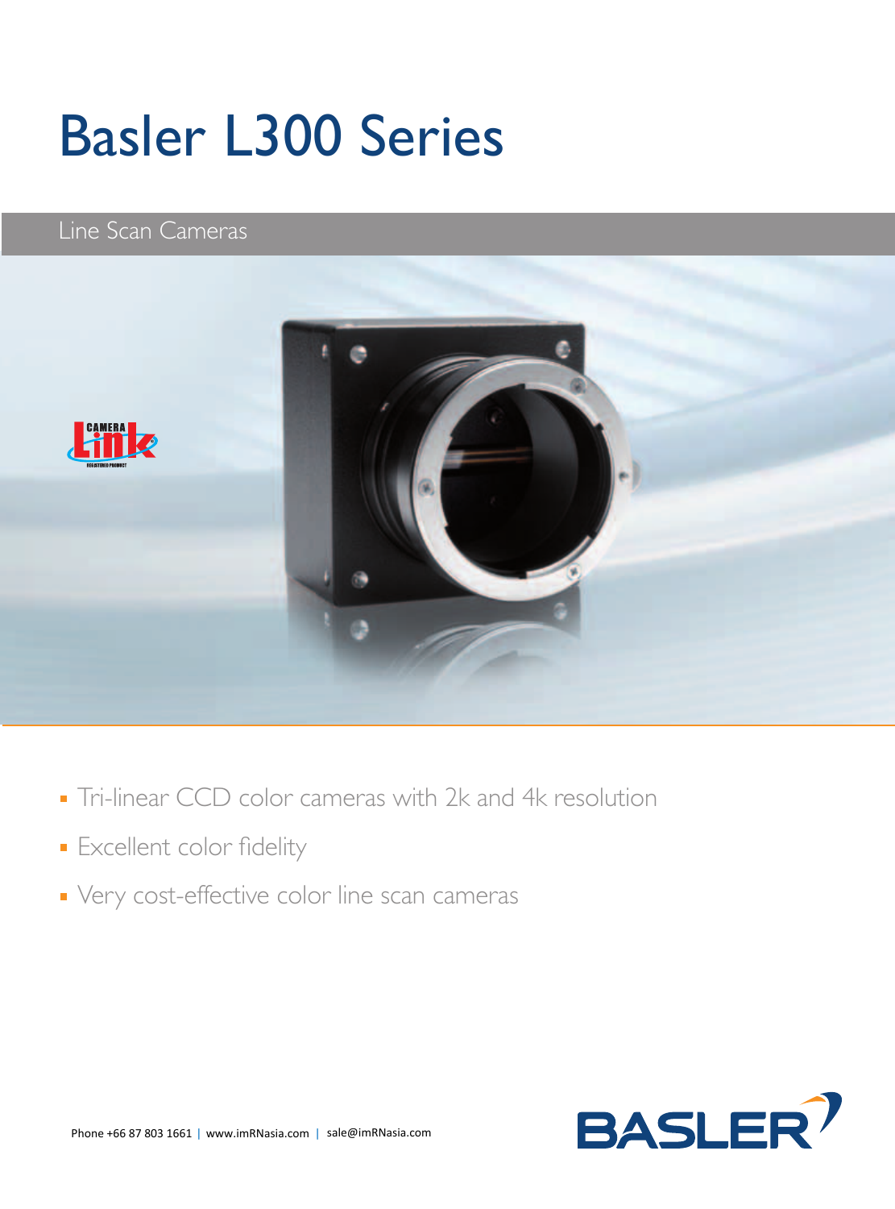# Basler L300 Series

Line Scan Cameras

- Tri-linear CCD color cameras with 2k and 4k resolution
- Excellent color fidelity
- Very cost-effective color line scan cameras

Phone +66 87 803 1661 | www.imRNasia.com | sale@imRNasia.com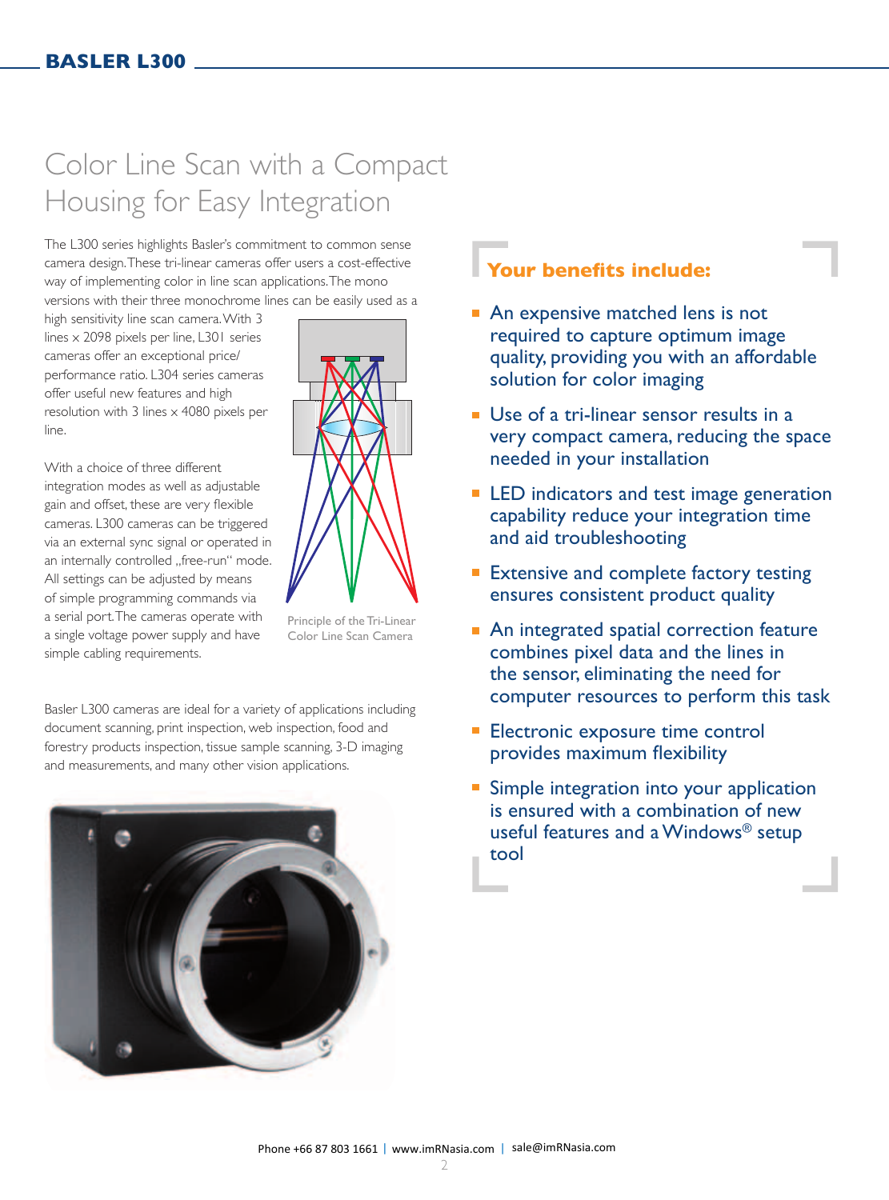# Color Line Scan with a Compact Housing for Easy Integration

The L300 series highlights Basler's commitment to common sense camera design. These tri-linear cameras offer users a cost-effective way of implementing color in line scan applications. The mono versions with their three monochrome lines can be easily used as a high sensitivity line scan camera. With 3 lines x 2098 pixels per line, L301 series cameras offer an exceptional price/performance ratio. L304 series cameras offer useful new features and high resolution with 3 lines x 4080 pixels per line.

With a choice of three different integration modes as well as adjustable gain and offset, these are very flexible cameras. L300 cameras can be triggered via an external sync signal or operated in an internally controlled „free-run" mode. All settings can be adjusted by means of simple programming commands via a serial port. The cameras operate with a single voltage power supply and have simple cabling requirements.

Principle of the Tri-Linear Color Line Scan Camera

Basler L300 cameras are ideal for a variety of applications including document scanning, print inspection, web inspection, food and forestry products inspection, tissue sample scanning, 3-D imaging and measurements, and many other vision applications.

## Your benefits include:

- An expensive matched lens is not required to capture optimum image quality, providing you with an affordable solution for color imaging
- Use of a tri-linear sensor results in a very compact camera, reducing the space needed in your installation
- LED indicators and test image generation capability reduce your integration time and aid troubleshooting
- Extensive and complete factory testing ensures consistent product quality
- An integrated spatial correction feature combines pixel data and the lines in the sensor, eliminating the need for computer resources to perform this task
- Electronic exposure time control provides maximum flexibility
- Simple integration into your application is ensured with a combination of new useful features and a Windows® setup tool

Phone +66 87 803 1661 | www.imRNasia.com | sale@imRNasia.com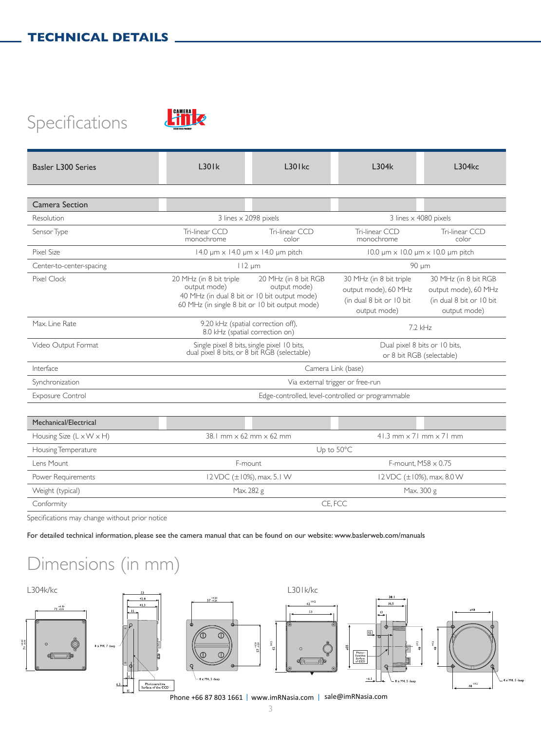## TECHNICAL DETAILS

# Specifications

| Basler L300 Series | L301k | L301kc | L304k | L304kc |
|---|---|---|---|---|
| **Camera Section** | | | | |
| Resolution | 3 lines x 2098 pixels | | 3 lines x 4080 pixels | |
| Sensor Type | Tri-linear CCD monochrome | Tri-linear CCD color | Tri-linear CCD monochrome | Tri-linear CCD color |
| Pixel Size | 14.0 µm x 14.0 µm x 14.0 µm pitch | | 10.0 µm x 10.0 µm x 10.0 µm pitch | |
| Center-to-center-spacing | 112 µm | | 90 µm | |
| Pixel Clock | 20 MHz (in 8 bit triple output mode)<br>40 MHz (in dual 8 bit or 10 bit output mode)<br>60 MHz (in single 8 bit or 10 bit output mode) | 20 MHz (in 8 bit RGB output mode) | 30 MHz (in 8 bit triple output mode), 60 MHz (in dual 8 bit or 10 bit output mode) | 30 MHz (in 8 bit RGB output mode), 60 MHz (in dual 8 bit or 10 bit output mode) |
| Max. Line Rate | 9.20 kHz (spatial correction off), 8.0 kHz (spatial correction on) | | 7.2 kHz | |
| Video Output Format | Single pixel 8 bits, single pixel 10 bits, dual pixel 8 bits, or 8 bit RGB (selectable) | | Dual pixel 8 bits or 10 bits, or 8 bit RGB (selectable) | |
| Interface | Camera Link (base) | | | |
| Synchronization | Via external trigger or free-run | | | |
| Exposure Control | Edge-controlled, level-controlled or programmable | | | |
| **Mechanical/Electrical** | | | | |
| Housing Size (L x W x H) | 38.1 mm x 62 mm x 62 mm | | 41.3 mm x 71 mm x 71 mm | |
| Housing Temperature | Up to 50°C | | | |
| Lens Mount | F-mount | | F-mount, M58 x 0.75 | |
| Power Requirements | 12 VDC (±10%), max. 5.1 W | | 12 VDC (±10%), max. 8.0 W | |
| Weight (typical) | Max. 282 g | | Max. 300 g | |
| Conformity | CE, FCC | | | |

Specifications may change without prior notice

For detailed technical information, please see the camera manual that can be found on our website: www.baslerweb.com/manuals

# Dimensions (in mm)

L304k/kc

L301k/kc

Phone +66 87 803 1661 | www.imRNasia.com | sale@imRNasia.com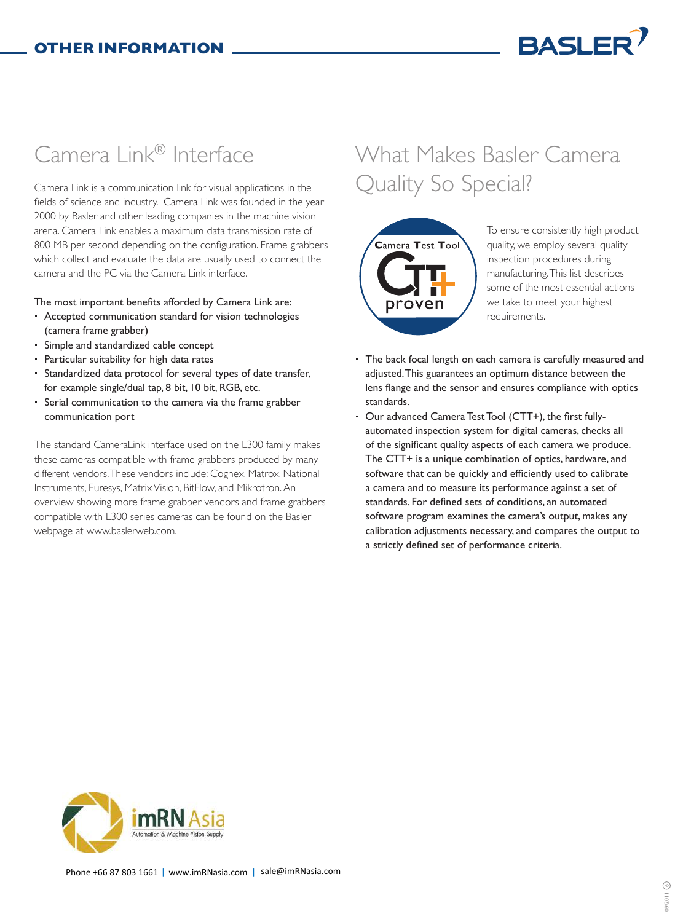## OTHER INFORMATION

# Camera Link® Interface

Camera Link is a communication link for visual applications in the fields of science and industry. Camera Link was founded in the year 2000 by Basler and other leading companies in the machine vision arena. Camera Link enables a maximum data transmission rate of 800 MB per second depending on the configuration. Frame grabbers which collect and evaluate the data are usually used to connect the camera and the PC via the Camera Link interface.

The most important benefits afforded by Camera Link are:

- Accepted communication standard for vision technologies (camera frame grabber)
- Simple and standardized cable concept
- Particular suitability for high data rates
- Standardized data protocol for several types of date transfer, for example single/dual tap, 8 bit, 10 bit, RGB, etc.
- Serial communication to the camera via the frame grabber communication port

The standard CameraLink interface used on the L300 family makes these cameras compatible with frame grabbers produced by many different vendors. These vendors include: Cognex, Matrox, National Instruments, Euresys, Matrix Vision, BitFlow, and Mikrotron. An overview showing more frame grabber vendors and frame grabbers compatible with L300 series cameras can be found on the Basler webpage at www.baslerweb.com.

# What Makes Basler Camera Quality So Special?

Camera Test Tool CTT+ proven

To ensure consistently high product quality, we employ several quality inspection procedures during manufacturing. This list describes some of the most essential actions we take to meet your highest requirements.

- The back focal length on each camera is carefully measured and adjusted. This guarantees an optimum distance between the lens flange and the sensor and ensures compliance with optics standards.
- Our advanced Camera Test Tool (CTT+), the first fully-automated inspection system for digital cameras, checks all of the significant quality aspects of each camera we produce. The CTT+ is a unique combination of optics, hardware, and software that can be quickly and efficiently used to calibrate a camera and to measure its performance against a set of standards. For defined sets of conditions, an automated software program examines the camera's output, makes any calibration adjustments necessary, and compares the output to a strictly defined set of performance criteria.

imRN Asia
Automation & Machine Vision Supply

Phone +66 87 803 1661 | www.imRNasia.com | sale@imRNasia.com